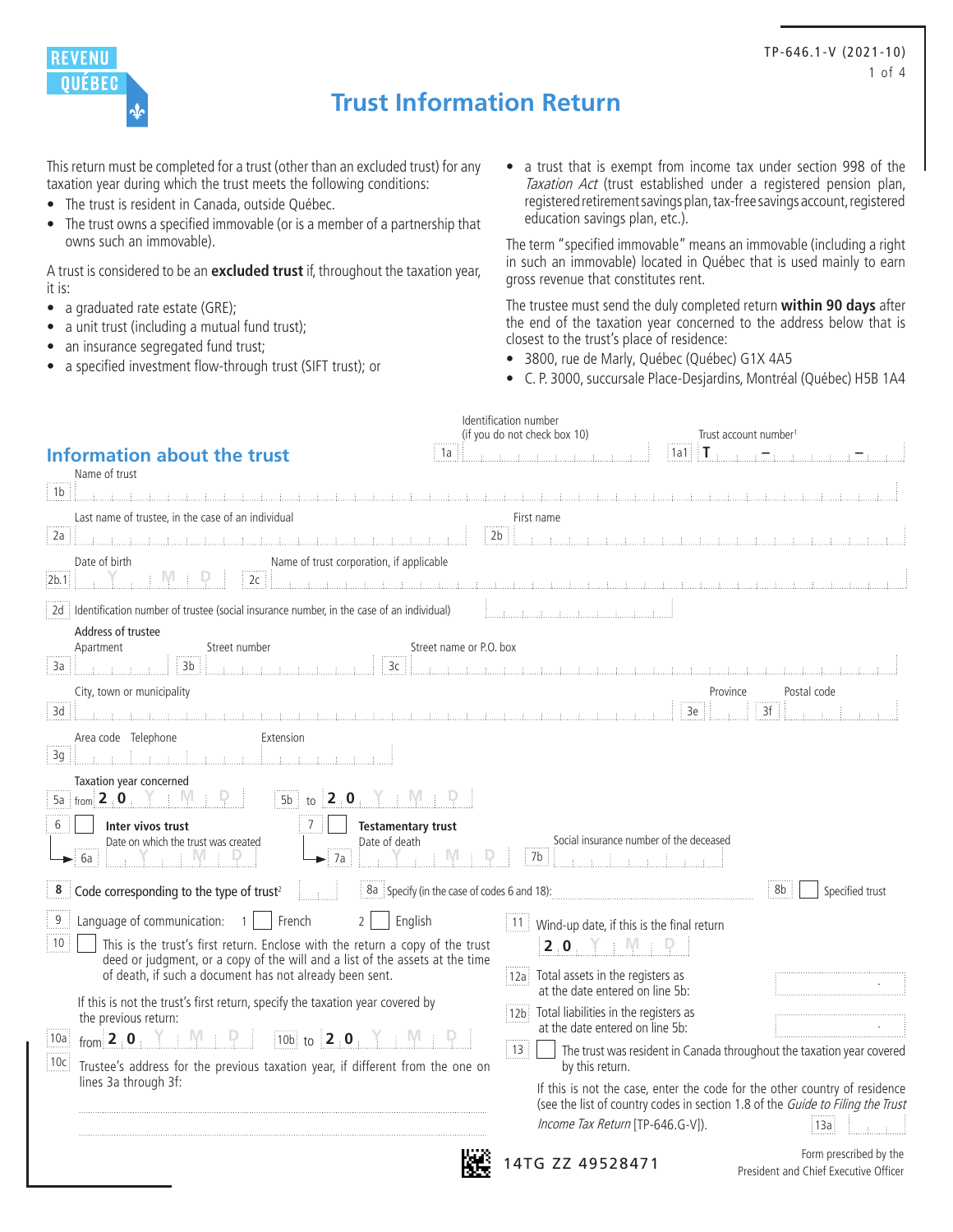REVENU QUÉBEC

TP-646.1-V (2021-10)

# Trust Information Return

This return must be completed for a trust (other than an excluded trust) for any taxation year during which the trust meets the following conditions:

- The trust is resident in Canada, outside Québec.
- The trust owns a specified immovable (or is a member of a partnership that owns such an immovable).

A trust is considered to be an **excluded trust** if, throughout the taxation year, it is:

- a graduated rate estate (GRE);
- a unit trust (including a mutual fund trust);
- an insurance segregated fund trust;
- a specified investment flow-through trust (SIFT trust); or
- a trust that is exempt from income tax under section 998 of the *Taxation Act* (trust established under a registered pension plan, registered retirement savings plan, tax-free savings account, registered education savings plan, etc.).

The term "specified immovable" means an immovable (including a right in such an immovable) located in Québec that is used mainly to earn gross revenue that constitutes rent.

The trustee must send the duly completed return **within 90 days** after the end of the taxation year concerned to the address below that is closest to the trust's place of residence:

- 3800, rue de Marly, Québec (Québec) G1X 4A5
- C. P. 3000, succursale Place-Desjardins, Montréal (Québec) H5B 1A4

## Information about the trust

1a Identification number (if you do not check box 10)

1a1 Trust account number[1] T – –

1b Name of trust

2a Last name of trustee, in the case of an individual

2b First name

2b.1 Date of birth Y M D

2c Name of trust corporation, if applicable

2d Identification number of trustee (social insurance number, in the case of an individual)

Address of trustee

3a Apartment 3b Street number 3c Street name or P.O. box

3d City, town or municipality 3e Province 3f Postal code

3g Area code Telephone Extension

Taxation year concerned

5a from 2 0 Y M D 5b to 2 0 Y M D

6 ☐ **Inter vivos trust**

6a Date on which the trust was created Y M D

7 ☐ **Testamentary trust**

7a Date of death Y M D

7b Social insurance number of the deceased

8 Code corresponding to the type of trust[2]

8a Specify (in the case of codes 6 and 18):

8b ☐ Specified trust

9 Language of communication: 1 ☐ French 2 ☐ English

10 ☐ This is the trust's first return. Enclose with the return a copy of the trust deed or judgment, or a copy of the will and a list of the assets at the time of death, if such a document has not already been sent.

If this is not the trust's first return, specify the taxation year covered by the previous return:

10a from 2 0 Y M D 10b to 2 0 Y M D

10c Trustee's address for the previous taxation year, if different from the one on lines 3a through 3f:

11 Wind-up date, if this is the final return 2 0 Y M D

12a Total assets in the registers as at the date entered on line 5b:

12b Total liabilities in the registers as at the date entered on line 5b:

13 ☐ The trust was resident in Canada throughout the taxation year covered by this return.

If this is not the case, enter the code for the other country of residence (see the list of country codes in section 1.8 of the *Guide to Filing the Trust Income Tax Return* [TP-646.G-V]). 13a

14TG ZZ 49528471

Form prescribed by the President and Chief Executive Officer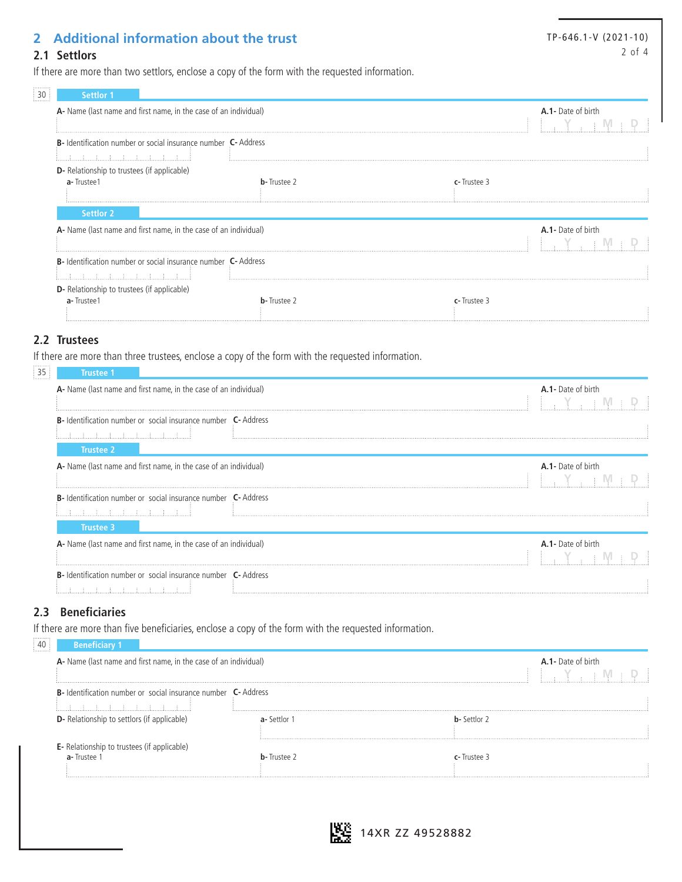## 2 Additional information about the trust

### 2.1 Settlors

If there are more than two settlors, enclose a copy of the form with the requested information.

30

**Settlor 1**

**A-** Name (last name and first name, in the case of an individual)

**A.1-** Date of birth Y M D

**B-** Identification number or social insurance number

**C-** Address

**D-** Relationship to trustees (if applicable)

**a-** Trustee1 **b-** Trustee 2 **c-** Trustee 3

**Settlor 2**

**A-** Name (last name and first name, in the case of an individual)

**A.1-** Date of birth Y M D

**B-** Identification number or social insurance number

**C-** Address

**D-** Relationship to trustees (if applicable)

**a-** Trustee1 **b-** Trustee 2 **c-** Trustee 3

### 2.2 Trustees

If there are more than three trustees, enclose a copy of the form with the requested information.

35

**Trustee 1**

**A-** Name (last name and first name, in the case of an individual)

**A.1-** Date of birth Y M D

**B-** Identification number or social insurance number

**C-** Address

**Trustee 2**

**A-** Name (last name and first name, in the case of an individual)

**A.1-** Date of birth Y M D

**B-** Identification number or social insurance number

**C-** Address

**Trustee 3**

**A-** Name (last name and first name, in the case of an individual)

**A.1-** Date of birth Y M D

**B-** Identification number or social insurance number

**C-** Address

### 2.3 Beneficiaries

If there are more than five beneficiaries, enclose a copy of the form with the requested information.

40

**Beneficiary 1**

**A-** Name (last name and first name, in the case of an individual)

**A.1-** Date of birth Y M D

**B-** Identification number or social insurance number

**C-** Address

**D-** Relationship to settlors (if applicable)

**a-** Settlor 1 **b-** Settlor 2

**E-** Relationship to trustees (if applicable)

**a-** Trustee 1 **b-** Trustee 2 **c-** Trustee 3

14XR ZZ 49528882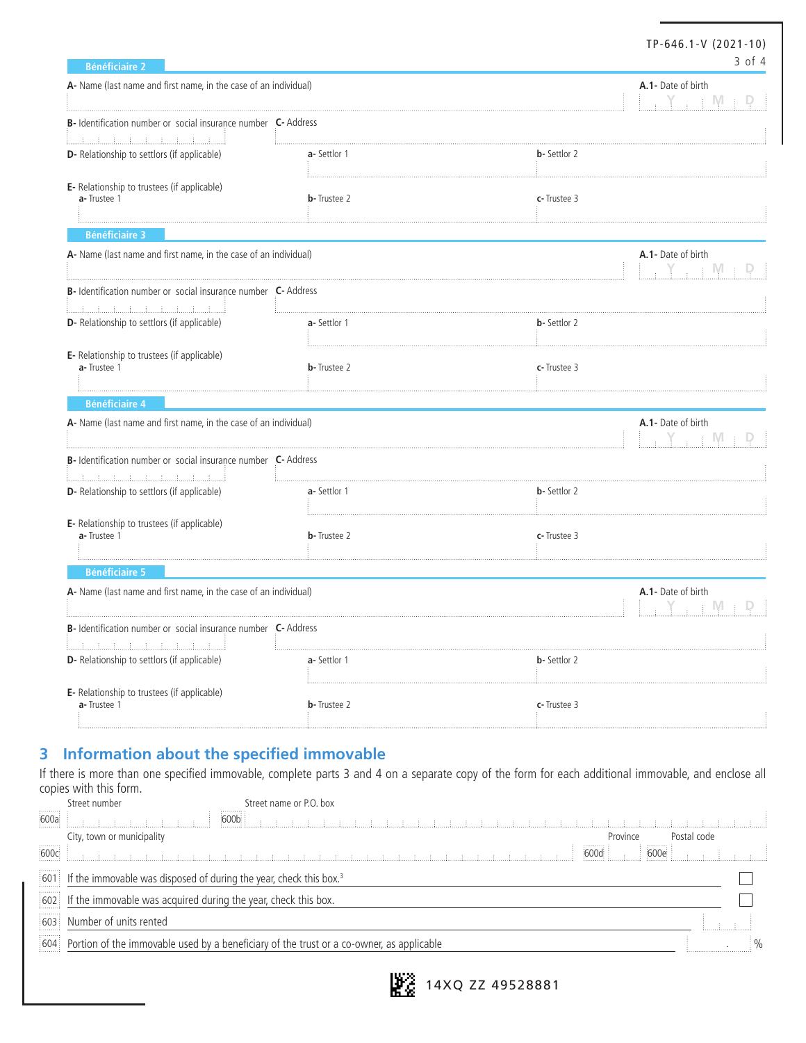### Bénéficiaire 2

**A-** Name (last name and first name, in the case of an individual)

**A.1-** Date of birth Y M D

**B-** Identification number or social insurance number

**C-** Address

**D-** Relationship to settlors (if applicable)

**a-** Settlor 1

**b-** Settlor 2

**E-** Relationship to trustees (if applicable)

**a-** Trustee 1

**b-** Trustee 2

**c-** Trustee 3

### Bénéficiaire 3

**A-** Name (last name and first name, in the case of an individual)

**A.1-** Date of birth Y M D

**B-** Identification number or social insurance number

**C-** Address

**D-** Relationship to settlors (if applicable)

**a-** Settlor 1

**b-** Settlor 2

**E-** Relationship to trustees (if applicable)

**a-** Trustee 1

**b-** Trustee 2

**c-** Trustee 3

### Bénéficiaire 4

**A-** Name (last name and first name, in the case of an individual)

**A.1-** Date of birth Y M D

**B-** Identification number or social insurance number

**C-** Address

**D-** Relationship to settlors (if applicable)

**a-** Settlor 1

**b-** Settlor 2

**E-** Relationship to trustees (if applicable)

**a-** Trustee 1

**b-** Trustee 2

**c-** Trustee 3

### Bénéficiaire 5

**A-** Name (last name and first name, in the case of an individual)

**A.1-** Date of birth Y M D

**B-** Identification number or social insurance number

**C-** Address

**D-** Relationship to settlors (if applicable)

**a-** Settlor 1

**b-** Settlor 2

**E-** Relationship to trustees (if applicable)

**a-** Trustee 1

**b-** Trustee 2

**c-** Trustee 3

## 3 Information about the specified immovable

If there is more than one specified immovable, complete parts 3 and 4 on a separate copy of the form for each additional immovable, and enclose all copies with this form.

600a Street number

600b Street name or P.O. box

600c City, town or municipality

600d Province

600e Postal code

601 If the immovable was disposed of during the year, check this box.[3] ☐

602 If the immovable was acquired during the year, check this box. ☐

603 Number of units rented

604 Portion of the immovable used by a beneficiary of the trust or a co-owner, as applicable . %

14XQ ZZ 49528881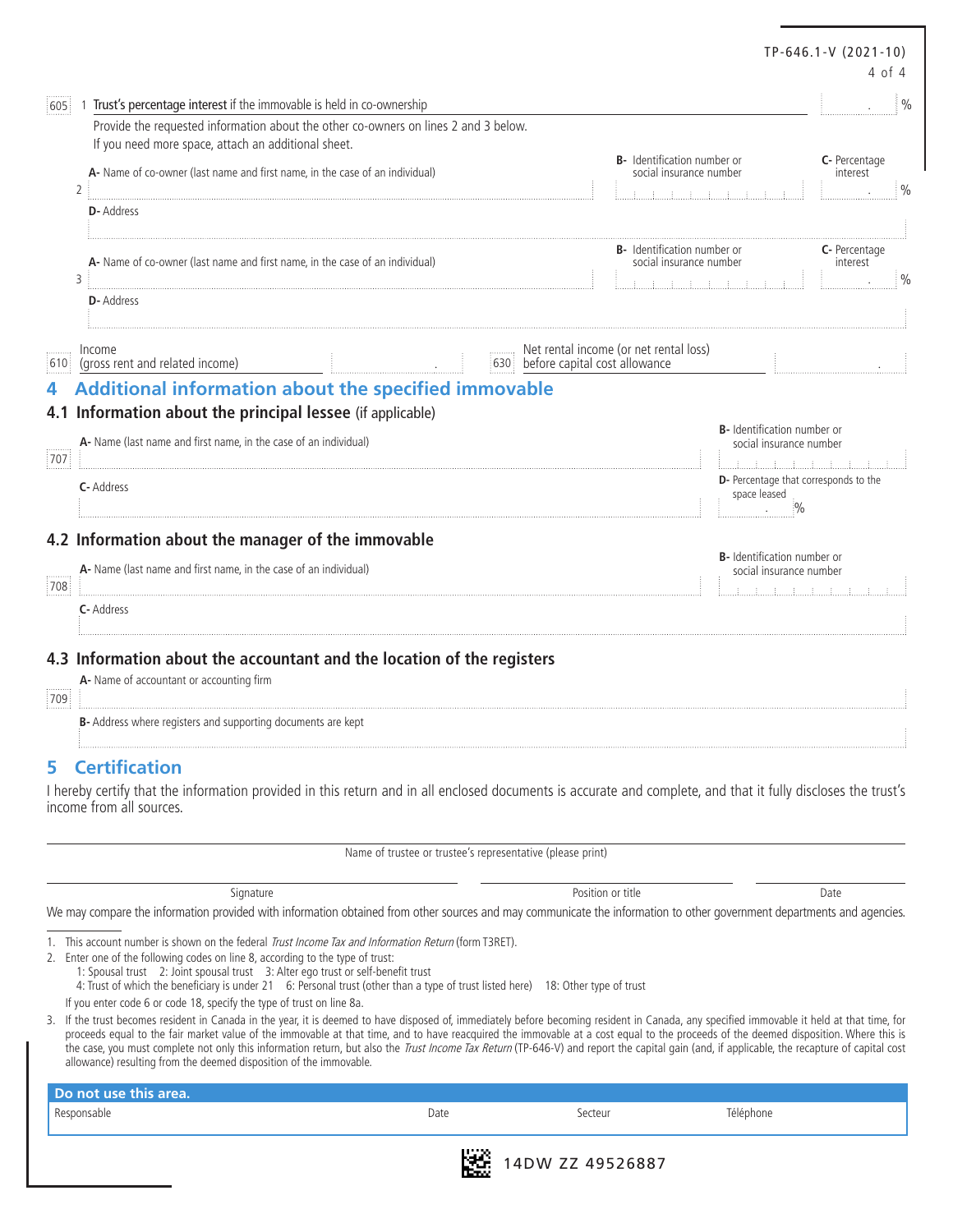605 1 **Trust's percentage interest** if the immovable is held in co-ownership . %

Provide the requested information about the other co-owners on lines 2 and 3 below.
If you need more space, attach an additional sheet.

| | A- Name of co-owner (last name and first name, in the case of an individual) | B- Identification number or social insurance number | C- Percentage interest |
|---|---|---|---|
| 2 | | | . % |
| | D- Address | | |
| | A- Name of co-owner (last name and first name, in the case of an individual) | B- Identification number or social insurance number | C- Percentage interest |
| 3 | | | . % |
| | D- Address | | |

610 Income (gross rent and related income) .

630 Net rental income (or net rental loss) before capital cost allowance .

## 4 Additional information about the specified immovable

### 4.1 Information about the principal lessee (if applicable)

707

A- Name (last name and first name, in the case of an individual)

B- Identification number or social insurance number

C- Address

D- Percentage that corresponds to the space leased . %

### 4.2 Information about the manager of the immovable

708

A- Name (last name and first name, in the case of an individual)

B- Identification number or social insurance number

C- Address

### 4.3 Information about the accountant and the location of the registers

709

A- Name of accountant or accounting firm

B- Address where registers and supporting documents are kept

## 5 Certification

I hereby certify that the information provided in this return and in all enclosed documents is accurate and complete, and that it fully discloses the trust's income from all sources.

Name of trustee or trustee's representative (please print)

Signature | Position or title | Date

We may compare the information provided with information obtained from other sources and may communicate the information to other government departments and agencies.

1. This account number is shown on the federal *Trust Income Tax and Information Return* (form T3RET).
2. Enter one of the following codes on line 8, according to the type of trust:
   1: Spousal trust 2: Joint spousal trust 3: Alter ego trust or self-benefit trust
   4: Trust of which the beneficiary is under 21 6: Personal trust (other than a type of trust listed here) 18: Other type of trust
   If you enter code 6 or code 18, specify the type of trust on line 8a.
3. If the trust becomes resident in Canada in the year, it is deemed to have disposed of, immediately before becoming resident in Canada, any specified immovable it held at that time, for proceeds equal to the fair market value of the immovable at that time, and to have reacquired the immovable at a cost equal to the proceeds of the deemed disposition. Where this is the case, you must complete not only this information return, but also the *Trust Income Tax Return* (TP-646-V) and report the capital gain (and, if applicable, the recapture of capital cost allowance) resulting from the deemed disposition of the immovable.

**Do not use this area.**

| Responsable | Date | Secteur | Téléphone |
|---|---|---|---|
| | | | |

14DW ZZ 49526887